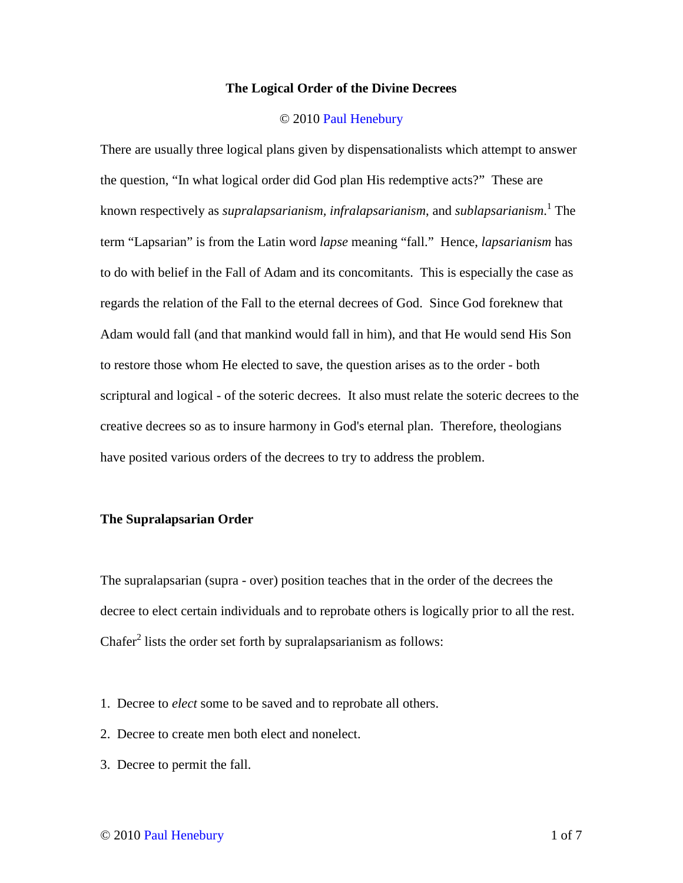# The Logical Order of the Divine Decrees

© 2010 Paul Henebury

There are usually three logical plans given by dispensationalists which attempt to answer the question, "In what logical order did God plan His redemptive acts?" These are known respectively as *supralapsarianism, infralapsarianism*, and *sublapsarianism*.[1] The term "Lapsarian" is from the Latin word *lapse* meaning "fall." Hence, *lapsarianism* has to do with belief in the Fall of Adam and its concomitants. This is especially the case as regards the relation of the Fall to the eternal decrees of God. Since God foreknew that Adam would fall (and that mankind would fall in him), and that He would send His Son to restore those whom He elected to save, the question arises as to the order - both scriptural and logical - of the soteric decrees. It also must relate the soteric decrees to the creative decrees so as to insure harmony in God's eternal plan. Therefore, theologians have posited various orders of the decrees to try to address the problem.

## The Supralapsarian Order

The supralapsarian (supra - over) position teaches that in the order of the decrees the decree to elect certain individuals and to reprobate others is logically prior to all the rest. Chafer[2] lists the order set forth by supralapsarianism as follows:

1. Decree to *elect* some to be saved and to reprobate all others.
2. Decree to create men both elect and nonelect.
3. Decree to permit the fall.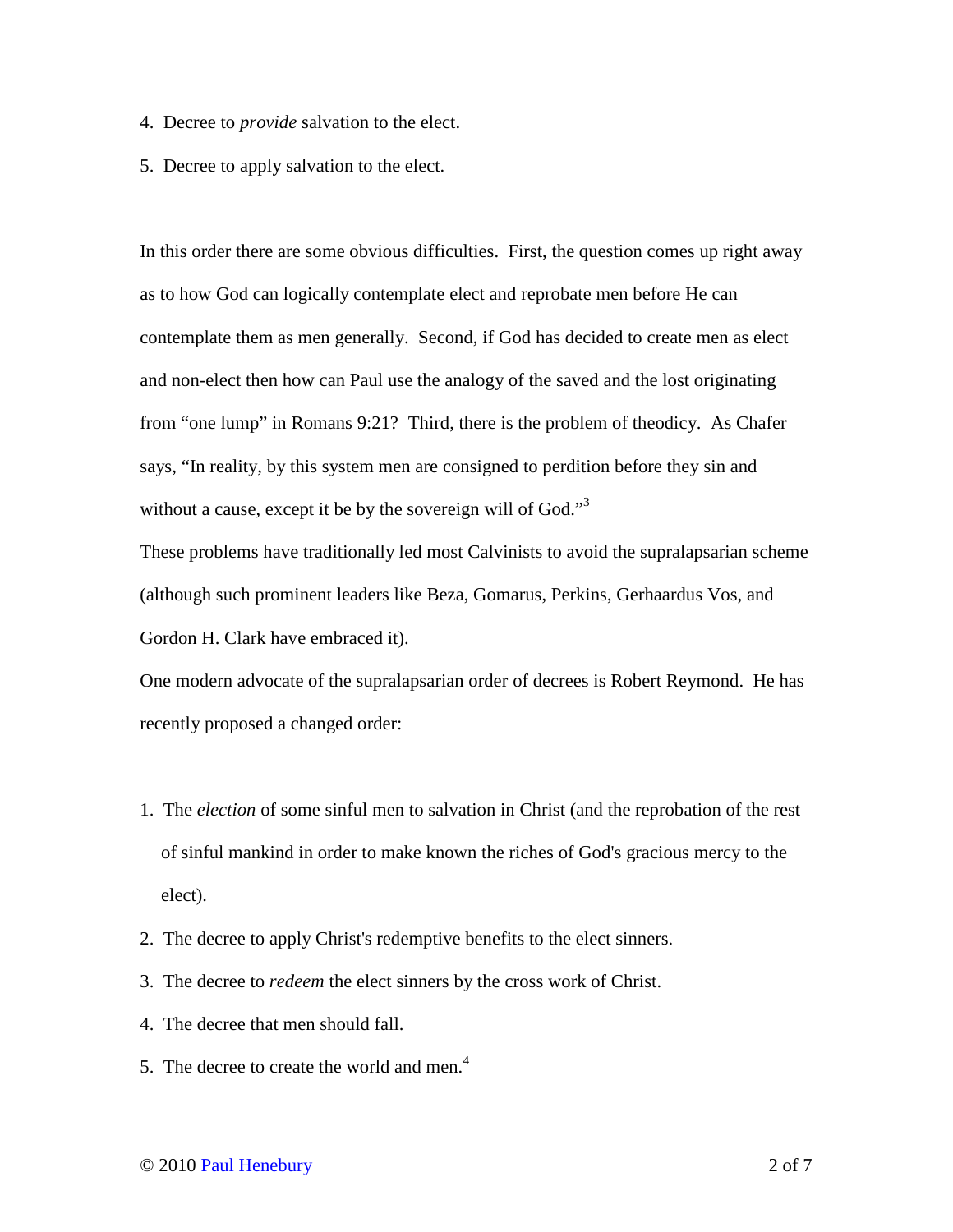4. Decree to *provide* salvation to the elect.
5. Decree to apply salvation to the elect.

In this order there are some obvious difficulties. First, the question comes up right away as to how God can logically contemplate elect and reprobate men before He can contemplate them as men generally. Second, if God has decided to create men as elect and non-elect then how can Paul use the analogy of the saved and the lost originating from "one lump" in Romans 9:21? Third, there is the problem of theodicy. As Chafer says, "In reality, by this system men are consigned to perdition before they sin and without a cause, except it be by the sovereign will of God."[3]

These problems have traditionally led most Calvinists to avoid the supralapsarian scheme (although such prominent leaders like Beza, Gomarus, Perkins, Gerhaardus Vos, and Gordon H. Clark have embraced it).

One modern advocate of the supralapsarian order of decrees is Robert Reymond. He has recently proposed a changed order:

1. The *election* of some sinful men to salvation in Christ (and the reprobation of the rest of sinful mankind in order to make known the riches of God's gracious mercy to the elect).
2. The decree to apply Christ's redemptive benefits to the elect sinners.
3. The decree to *redeem* the elect sinners by the cross work of Christ.
4. The decree that men should fall.
5. The decree to create the world and men.[4]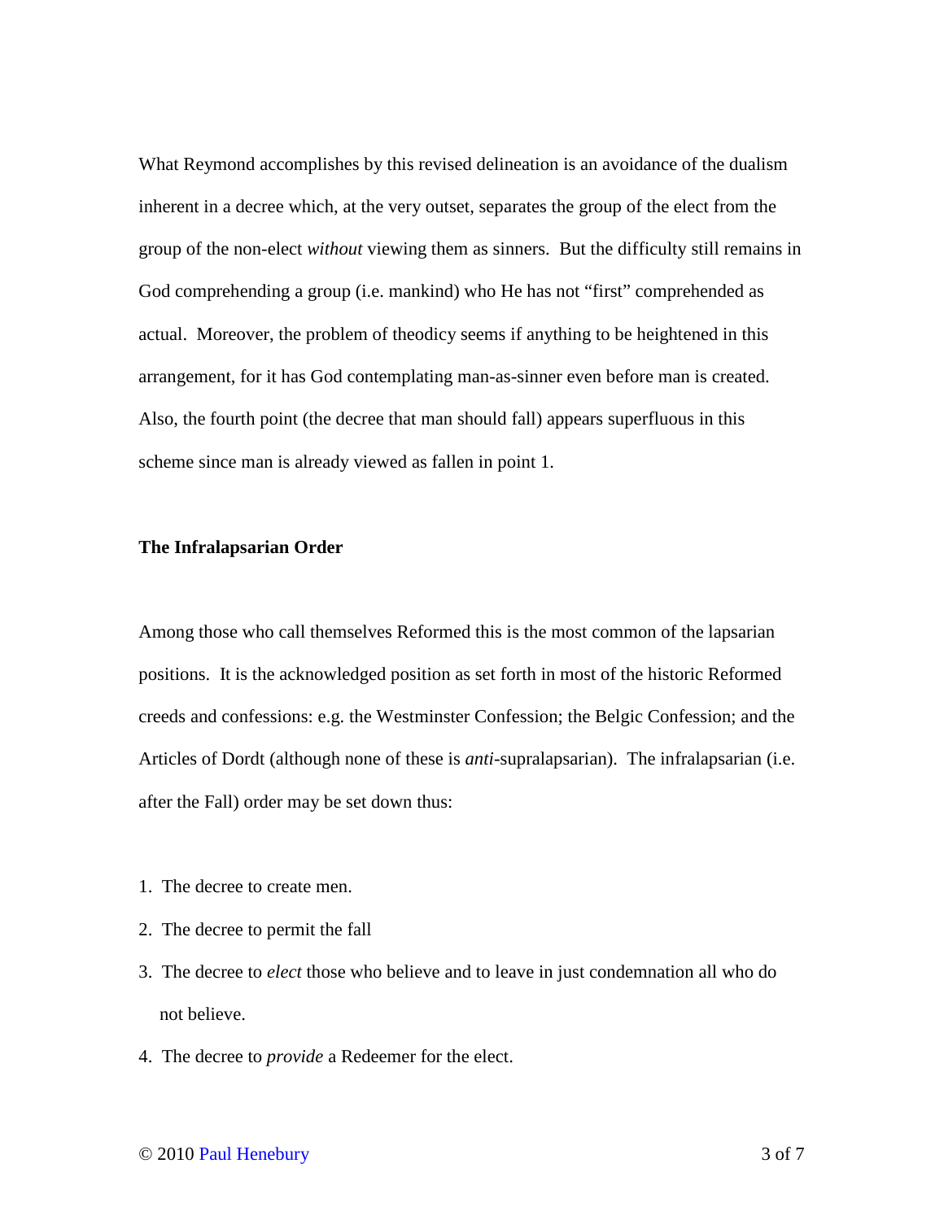What Reymond accomplishes by this revised delineation is an avoidance of the dualism inherent in a decree which, at the very outset, separates the group of the elect from the group of the non-elect *without* viewing them as sinners. But the difficulty still remains in God comprehending a group (i.e. mankind) who He has not "first" comprehended as actual. Moreover, the problem of theodicy seems if anything to be heightened in this arrangement, for it has God contemplating man-as-sinner even before man is created. Also, the fourth point (the decree that man should fall) appears superfluous in this scheme since man is already viewed as fallen in point 1.

**The Infralapsarian Order**

Among those who call themselves Reformed this is the most common of the lapsarian positions. It is the acknowledged position as set forth in most of the historic Reformed creeds and confessions: e.g. the Westminster Confession; the Belgic Confession; and the Articles of Dordt (although none of these is *anti*-supralapsarian). The infralapsarian (i.e. after the Fall) order may be set down thus:

1. The decree to create men.
2. The decree to permit the fall
3. The decree to *elect* those who believe and to leave in just condemnation all who do not believe.
4. The decree to *provide* a Redeemer for the elect.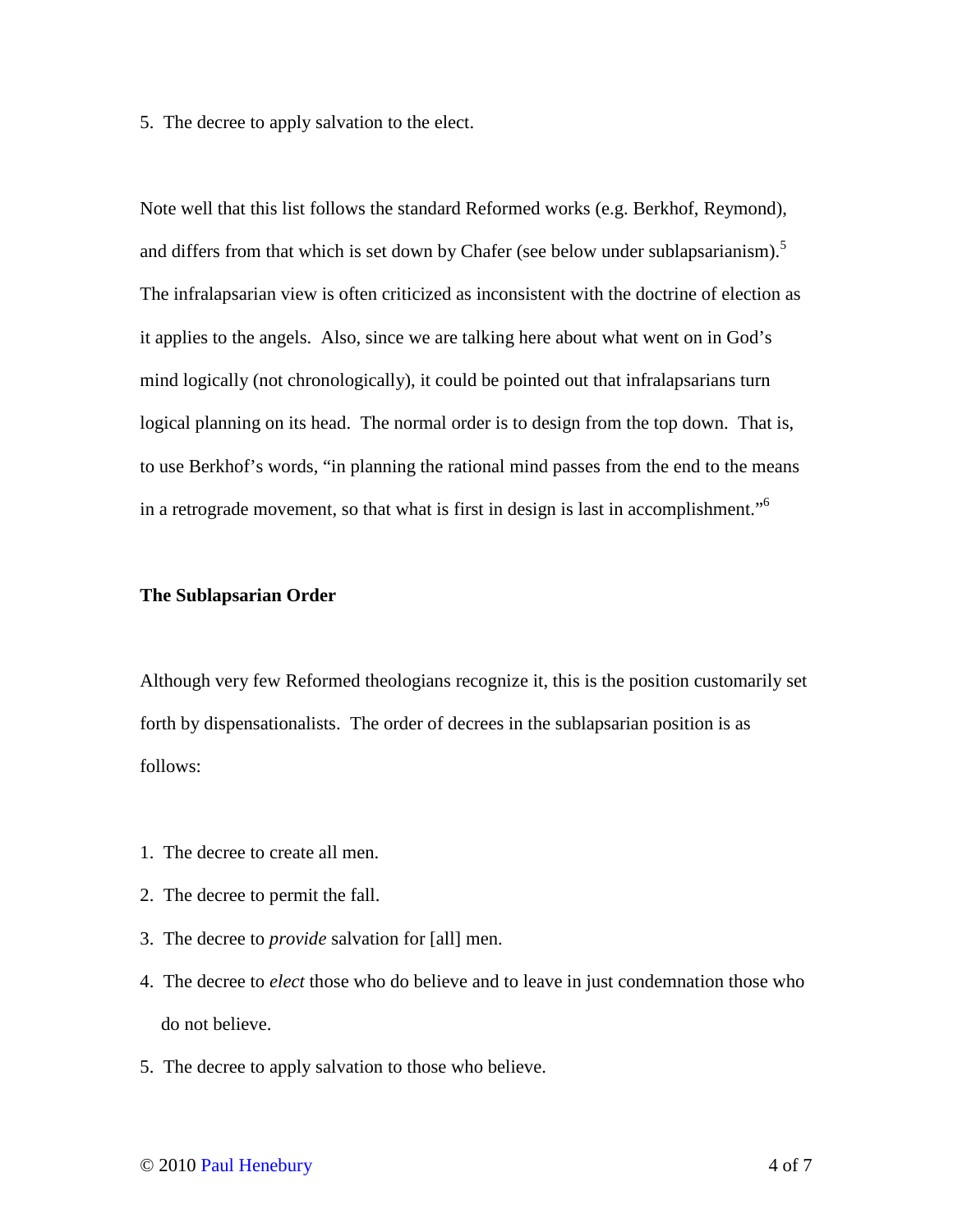5. The decree to apply salvation to the elect.

Note well that this list follows the standard Reformed works (e.g. Berkhof, Reymond), and differs from that which is set down by Chafer (see below under sublapsarianism).[5] The infralapsarian view is often criticized as inconsistent with the doctrine of election as it applies to the angels. Also, since we are talking here about what went on in God's mind logically (not chronologically), it could be pointed out that infralapsarians turn logical planning on its head. The normal order is to design from the top down. That is, to use Berkhof's words, "in planning the rational mind passes from the end to the means in a retrograde movement, so that what is first in design is last in accomplishment."[6]

**The Sublapsarian Order**

Although very few Reformed theologians recognize it, this is the position customarily set forth by dispensationalists. The order of decrees in the sublapsarian position is as follows:

1. The decree to create all men.
2. The decree to permit the fall.
3. The decree to *provide* salvation for [all] men.
4. The decree to *elect* those who do believe and to leave in just condemnation those who do not believe.
5. The decree to apply salvation to those who believe.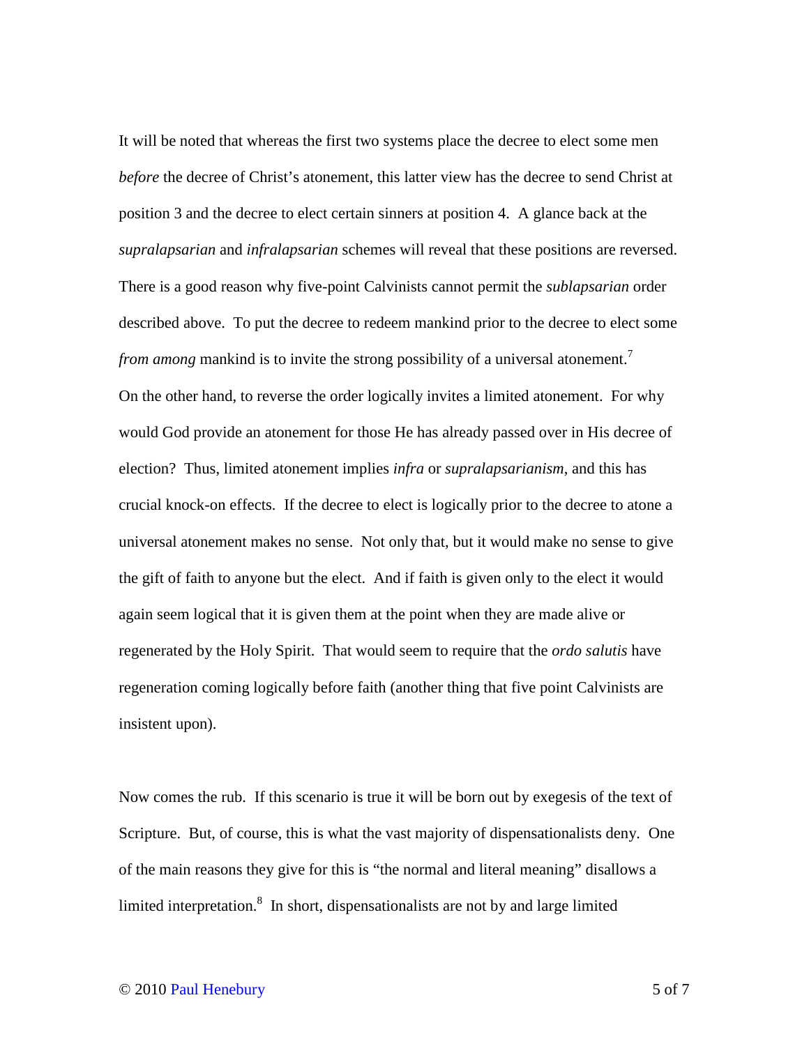It will be noted that whereas the first two systems place the decree to elect some men *before* the decree of Christ's atonement, this latter view has the decree to send Christ at position 3 and the decree to elect certain sinners at position 4. A glance back at the *supralapsarian* and *infralapsarian* schemes will reveal that these positions are reversed. There is a good reason why five-point Calvinists cannot permit the *sublapsarian* order described above. To put the decree to redeem mankind prior to the decree to elect some *from among* mankind is to invite the strong possibility of a universal atonement.[7] On the other hand, to reverse the order logically invites a limited atonement. For why would God provide an atonement for those He has already passed over in His decree of election? Thus, limited atonement implies *infra* or *supralapsarianism*, and this has crucial knock-on effects. If the decree to elect is logically prior to the decree to atone a universal atonement makes no sense. Not only that, but it would make no sense to give the gift of faith to anyone but the elect. And if faith is given only to the elect it would again seem logical that it is given them at the point when they are made alive or regenerated by the Holy Spirit. That would seem to require that the *ordo salutis* have regeneration coming logically before faith (another thing that five point Calvinists are insistent upon).

Now comes the rub. If this scenario is true it will be born out by exegesis of the text of Scripture. But, of course, this is what the vast majority of dispensationalists deny. One of the main reasons they give for this is "the normal and literal meaning" disallows a limited interpretation.[8] In short, dispensationalists are not by and large limited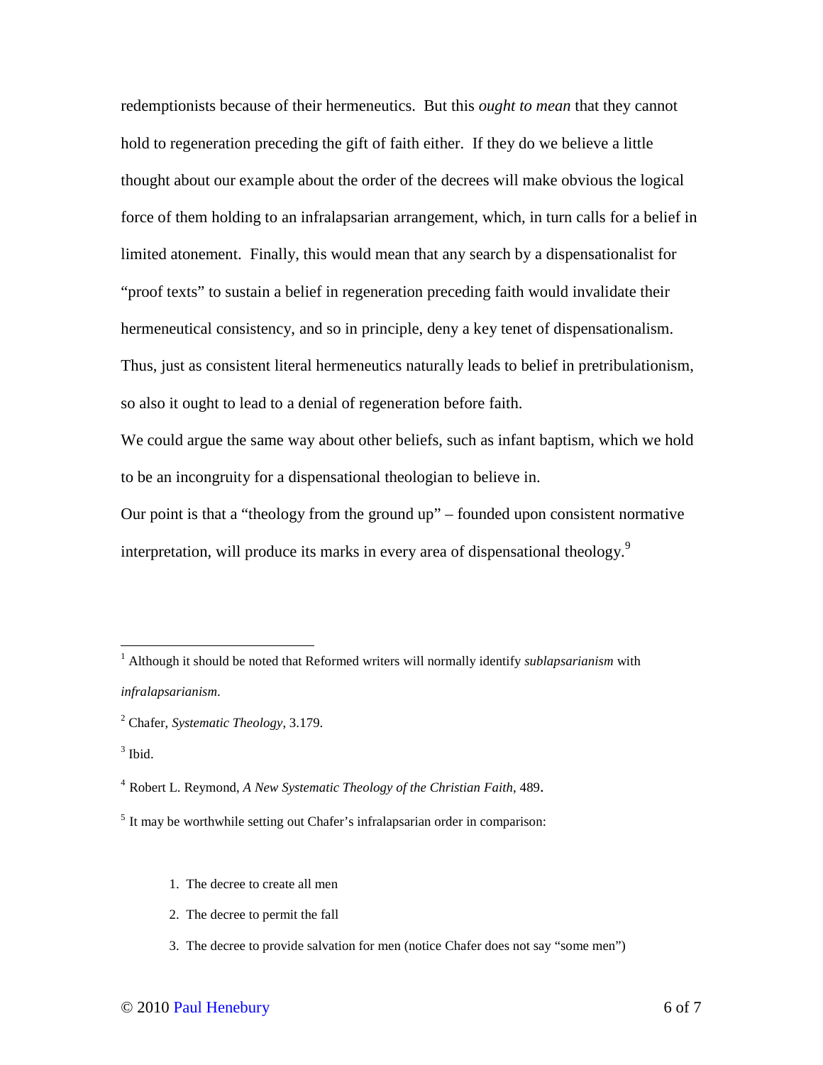redemptionists because of their hermeneutics. But this *ought to mean* that they cannot hold to regeneration preceding the gift of faith either. If they do we believe a little thought about our example about the order of the decrees will make obvious the logical force of them holding to an infralapsarian arrangement, which, in turn calls for a belief in limited atonement. Finally, this would mean that any search by a dispensationalist for "proof texts" to sustain a belief in regeneration preceding faith would invalidate their hermeneutical consistency, and so in principle, deny a key tenet of dispensationalism. Thus, just as consistent literal hermeneutics naturally leads to belief in pretribulationism, so also it ought to lead to a denial of regeneration before faith.

We could argue the same way about other beliefs, such as infant baptism, which we hold to be an incongruity for a dispensational theologian to believe in.

Our point is that a "theology from the ground up" – founded upon consistent normative interpretation, will produce its marks in every area of dispensational theology.[9]

---

[1] Although it should be noted that Reformed writers will normally identify ***sublapsarianism*** with *infralapsarianism*.

[2] Chafer, *Systematic Theology*, 3.179.

[3] Ibid.

[4] Robert L. Reymond, *A New Systematic Theology of the Christian Faith*, 489.

[5] It may be worthwhile setting out Chafer's infralapsarian order in comparison:

1. The decree to create all men
2. The decree to permit the fall
3. The decree to provide salvation for men (notice Chafer does not say "some men")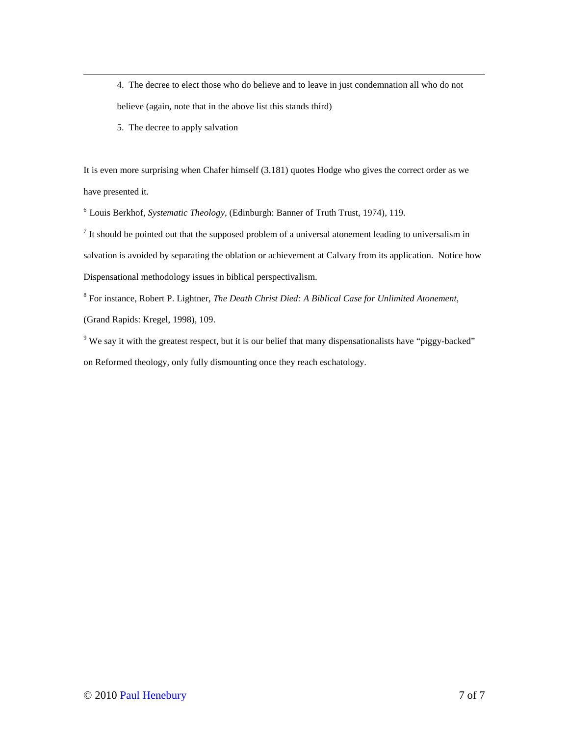4. The decree to elect those who do believe and to leave in just condemnation all who do not believe (again, note that in the above list this stands third)

5. The decree to apply salvation

It is even more surprising when Chafer himself (3.181) quotes Hodge who gives the correct order as we have presented it.

[6] Louis Berkhof, *Systematic Theology*, (Edinburgh: Banner of Truth Trust, 1974), 119.

[7] It should be pointed out that the supposed problem of a universal atonement leading to universalism in salvation is avoided by separating the oblation or achievement at Calvary from its application. Notice how Dispensational methodology issues in biblical perspectivalism.

[8] For instance, Robert P. Lightner, *The Death Christ Died: A Biblical Case for Unlimited Atonement*, (Grand Rapids: Kregel, 1998), 109.

[9] We say it with the greatest respect, but it is our belief that many dispensationalists have "piggy-backed" on Reformed theology, only fully dismounting once they reach eschatology.

© 2010 Paul Henebury